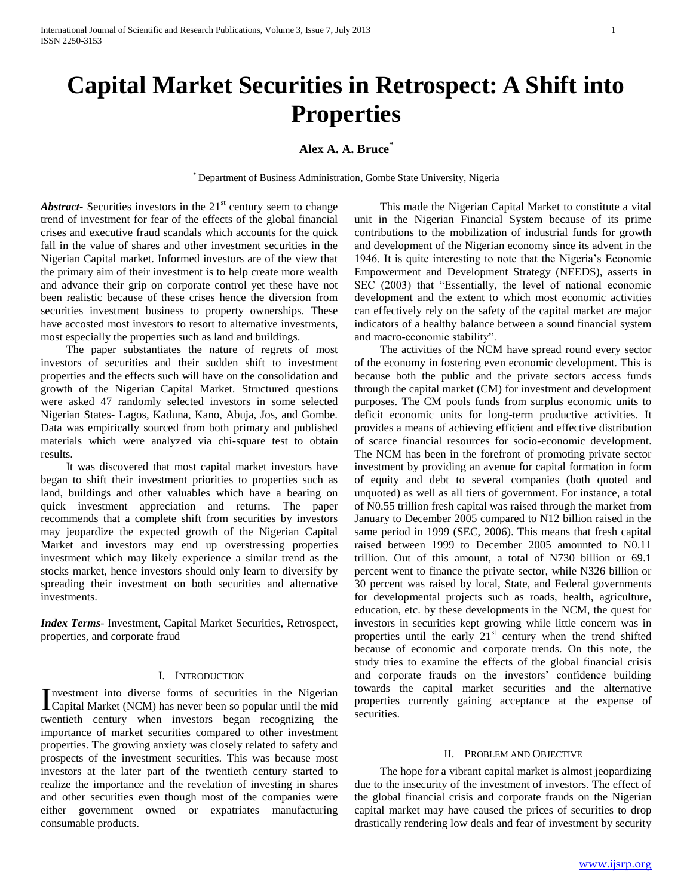# Capital Market Securities in Retrospect: A Shift into Properties

**Alex A. A. Bruce[*]**

[*] Department of Business Administration, Gombe State University, Nigeria

***Abstract***- Securities investors in the 21st century seem to change trend of investment for fear of the effects of the global financial crises and executive fraud scandals which accounts for the quick fall in the value of shares and other investment securities in the Nigerian Capital market. Informed investors are of the view that the primary aim of their investment is to help create more wealth and advance their grip on corporate control yet these have not been realistic because of these crises hence the diversion from securities investment business to property ownerships. These have accosted most investors to resort to alternative investments, most especially the properties such as land and buildings.

The paper substantiates the nature of regrets of most investors of securities and their sudden shift to investment properties and the effects such will have on the consolidation and growth of the Nigerian Capital Market. Structured questions were asked 47 randomly selected investors in some selected Nigerian States- Lagos, Kaduna, Kano, Abuja, Jos, and Gombe. Data was empirically sourced from both primary and published materials which were analyzed via chi-square test to obtain results.

It was discovered that most capital market investors have began to shift their investment priorities to properties such as land, buildings and other valuables which have a bearing on quick investment appreciation and returns. The paper recommends that a complete shift from securities by investors may jeopardize the expected growth of the Nigerian Capital Market and investors may end up overstressing properties investment which may likely experience a similar trend as the stocks market, hence investors should only learn to diversify by spreading their investment on both securities and alternative investments.

***Index Terms***- Investment, Capital Market Securities, Retrospect, properties, and corporate fraud

## I. Introduction

Investment into diverse forms of securities in the Nigerian Capital Market (NCM) has never been so popular until the mid twentieth century when investors began recognizing the importance of market securities compared to other investment properties. The growing anxiety was closely related to safety and prospects of the investment securities. This was because most investors at the later part of the twentieth century started to realize the importance and the revelation of investing in shares and other securities even though most of the companies were either government owned or expatriates manufacturing consumable products.

This made the Nigerian Capital Market to constitute a vital unit in the Nigerian Financial System because of its prime contributions to the mobilization of industrial funds for growth and development of the Nigerian economy since its advent in the 1946. It is quite interesting to note that the Nigeria's Economic Empowerment and Development Strategy (NEEDS), asserts in SEC (2003) that "Essentially, the level of national economic development and the extent to which most economic activities can effectively rely on the safety of the capital market are major indicators of a healthy balance between a sound financial system and macro-economic stability".

The activities of the NCM have spread round every sector of the economy in fostering even economic development. This is because both the public and the private sectors access funds through the capital market (CM) for investment and development purposes. The CM pools funds from surplus economic units to deficit economic units for long-term productive activities. It provides a means of achieving efficient and effective distribution of scarce financial resources for socio-economic development. The NCM has been in the forefront of promoting private sector investment by providing an avenue for capital formation in form of equity and debt to several companies (both quoted and unquoted) as well as all tiers of government. For instance, a total of N0.55 trillion fresh capital was raised through the market from January to December 2005 compared to N12 billion raised in the same period in 1999 (SEC, 2006). This means that fresh capital raised between 1999 to December 2005 amounted to N0.11 trillion. Out of this amount, a total of N730 billion or 69.1 percent went to finance the private sector, while N326 billion or 30 percent was raised by local, State, and Federal governments for developmental projects such as roads, health, agriculture, education, etc. by these developments in the NCM, the quest for investors in securities kept growing while little concern was in properties until the early 21st century when the trend shifted because of economic and corporate trends. On this note, the study tries to examine the effects of the global financial crisis and corporate frauds on the investors' confidence building towards the capital market securities and the alternative properties currently gaining acceptance at the expense of securities.

## II. Problem and Objective

The hope for a vibrant capital market is almost jeopardizing due to the insecurity of the investment of investors. The effect of the global financial crisis and corporate frauds on the Nigerian capital market may have caused the prices of securities to drop drastically rendering low deals and fear of investment by security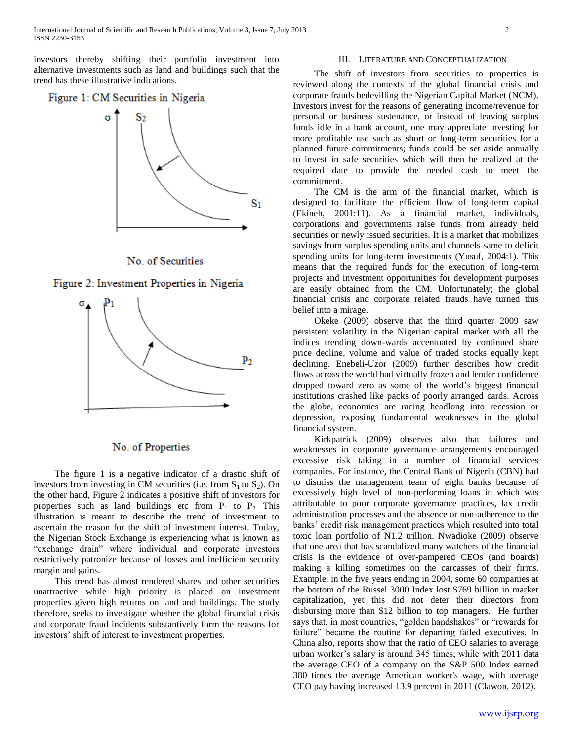investors thereby shifting their portfolio investment into alternative investments such as land and buildings such that the trend has these illustrative indications.

Figure 1: CM Securities in Nigeria

No. of Securities

Figure 2: Investment Properties in Nigeria

No. of Properties

The figure 1 is a negative indicator of a drastic shift of investors from investing in CM securities (i.e. from $S_1$ to $S_2$). On the other hand, Figure 2 indicates a positive shift of investors for properties such as land buildings etc from $P_1$ to $P_2$. This illustration is meant to describe the trend of investment to ascertain the reason for the shift of investment interest. Today, the Nigerian Stock Exchange is experiencing what is known as "exchange drain" where individual and corporate investors restrictively patronize because of losses and inefficient security margin and gains.

This trend has almost rendered shares and other securities unattractive while high priority is placed on investment properties given high returns on land and buildings. The study therefore, seeks to investigate whether the global financial crisis and corporate fraud incidents substantively form the reasons for investors' shift of interest to investment properties.

## III. Literature and Conceptualization

The shift of investors from securities to properties is reviewed along the contexts of the global financial crisis and corporate frauds bedevilling the Nigerian Capital Market (NCM). Investors invest for the reasons of generating income/revenue for personal or business sustenance, or instead of leaving surplus funds idle in a bank account, one may appreciate investing for more profitable use such as short or long-term securities for a planned future commitments; funds could be set aside annually to invest in safe securities which will then be realized at the required date to provide the needed cash to meet the commitment.

The CM is the arm of the financial market, which is designed to facilitate the efficient flow of long-term capital (Ekineh, 2001:11). As a financial market, individuals, corporations and governments raise funds from already held securities or newly issued securities. It is a market that mobilizes savings from surplus spending units and channels same to deficit spending units for long-term investments (Yusuf, 2004:1). This means that the required funds for the execution of long-term projects and investment opportunities for development purposes are easily obtained from the CM. Unfortunately; the global financial crisis and corporate related frauds have turned this belief into a mirage.

Okeke (2009) observe that the third quarter 2009 saw persistent volatility in the Nigerian capital market with all the indices trending down-wards accentuated by continued share price decline, volume and value of traded stocks equally kept declining. Enebeli-Uzor (2009) further describes how credit flows across the world had virtually frozen and lender confidence dropped toward zero as some of the world's biggest financial institutions crashed like packs of poorly arranged cards. Across the globe, economies are racing headlong into recession or depression, exposing fundamental weaknesses in the global financial system.

Kirkpatrick (2009) observes also that failures and weaknesses in corporate governance arrangements encouraged excessive risk taking in a number of financial services companies. For instance, the Central Bank of Nigeria (CBN) had to dismiss the management team of eight banks because of excessively high level of non-performing loans in which was attributable to poor corporate governance practices, lax credit administration processes and the absence or non-adherence to the banks' credit risk management practices which resulted into total toxic loan portfolio of N1.2 trillion. Nwadioke (2009) observe that one area that has scandalized many watchers of the financial crisis is the evidence of over-pampered CEOs (and boards) making a killing sometimes on the carcasses of their firms. Example, in the five years ending in 2004, some 60 companies at the bottom of the Russel 3000 Index lost $769 billion in market capitalization, yet this did not deter their directors from disbursing more than $12 billion to top managers. He further says that, in most countries, "golden handshakes" or "rewards for failure" became the routine for departing failed executives. In China also, reports show that the ratio of CEO salaries to average urban worker's salary is around 345 times; while with 2011 data the average CEO of a company on the S&P 500 Index earned 380 times the average American worker's wage, with average CEO pay having increased 13.9 percent in 2011 (Clawon, 2012).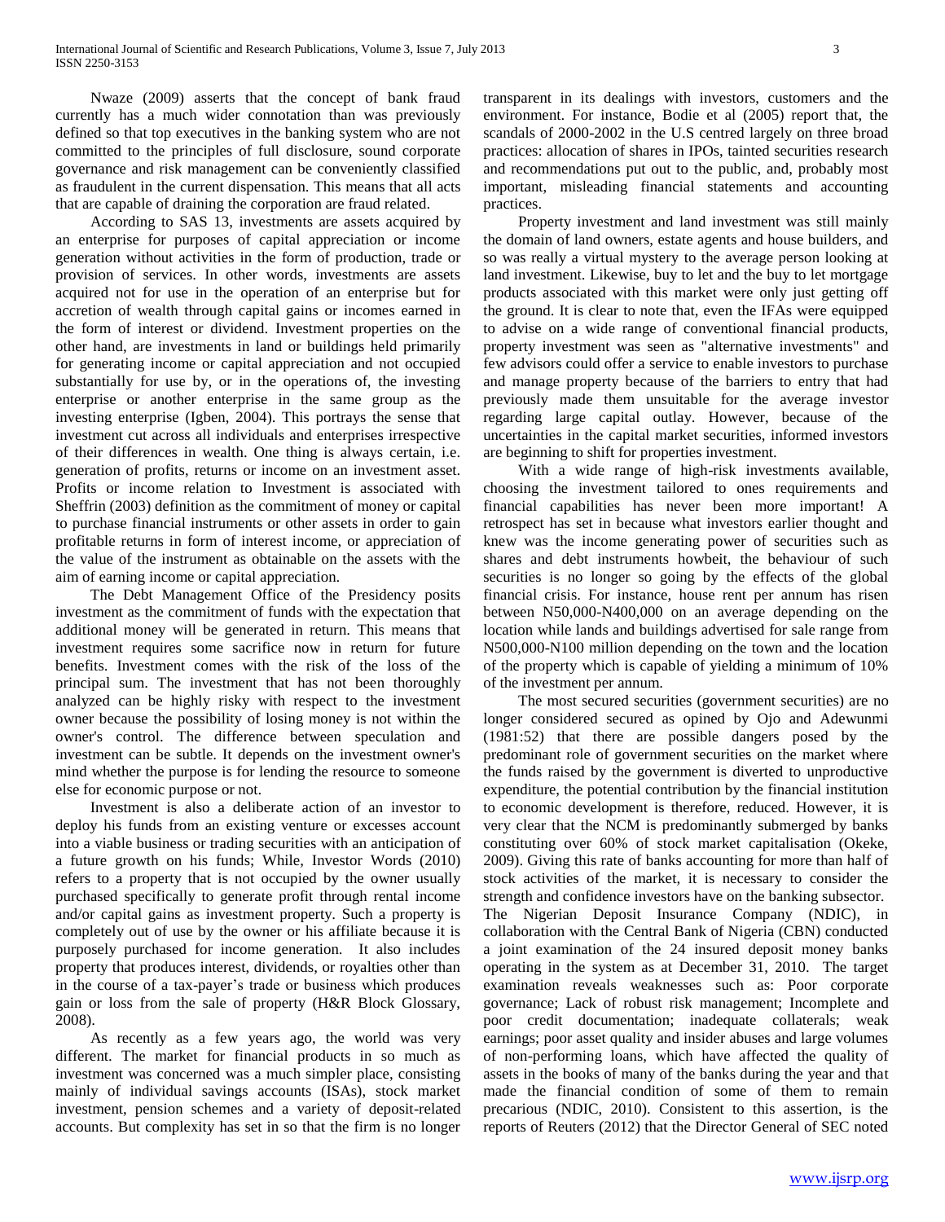Nwaze (2009) asserts that the concept of bank fraud currently has a much wider connotation than was previously defined so that top executives in the banking system who are not committed to the principles of full disclosure, sound corporate governance and risk management can be conveniently classified as fraudulent in the current dispensation. This means that all acts that are capable of draining the corporation are fraud related.

According to SAS 13, investments are assets acquired by an enterprise for purposes of capital appreciation or income generation without activities in the form of production, trade or provision of services. In other words, investments are assets acquired not for use in the operation of an enterprise but for accretion of wealth through capital gains or incomes earned in the form of interest or dividend. Investment properties on the other hand, are investments in land or buildings held primarily for generating income or capital appreciation and not occupied substantially for use by, or in the operations of, the investing enterprise or another enterprise in the same group as the investing enterprise (Igben, 2004). This portrays the sense that investment cut across all individuals and enterprises irrespective of their differences in wealth. One thing is always certain, i.e. generation of profits, returns or income on an investment asset. Profits or income relation to Investment is associated with Sheffrin (2003) definition as the commitment of money or capital to purchase financial instruments or other assets in order to gain profitable returns in form of interest income, or appreciation of the value of the instrument as obtainable on the assets with the aim of earning income or capital appreciation.

The Debt Management Office of the Presidency posits investment as the commitment of funds with the expectation that additional money will be generated in return. This means that investment requires some sacrifice now in return for future benefits. Investment comes with the risk of the loss of the principal sum. The investment that has not been thoroughly analyzed can be highly risky with respect to the investment owner because the possibility of losing money is not within the owner's control. The difference between speculation and investment can be subtle. It depends on the investment owner's mind whether the purpose is for lending the resource to someone else for economic purpose or not.

Investment is also a deliberate action of an investor to deploy his funds from an existing venture or excesses account into a viable business or trading securities with an anticipation of a future growth on his funds; While, Investor Words (2010) refers to a property that is not occupied by the owner usually purchased specifically to generate profit through rental income and/or capital gains as investment property. Such a property is completely out of use by the owner or his affiliate because it is purposely purchased for income generation. It also includes property that produces interest, dividends, or royalties other than in the course of a tax-payer's trade or business which produces gain or loss from the sale of property (H&R Block Glossary, 2008).

As recently as a few years ago, the world was very different. The market for financial products in so much as investment was concerned was a much simpler place, consisting mainly of individual savings accounts (ISAs), stock market investment, pension schemes and a variety of deposit-related accounts. But complexity has set in so that the firm is no longer transparent in its dealings with investors, customers and the environment. For instance, Bodie et al (2005) report that, the scandals of 2000-2002 in the U.S centred largely on three broad practices: allocation of shares in IPOs, tainted securities research and recommendations put out to the public, and, probably most important, misleading financial statements and accounting practices.

Property investment and land investment was still mainly the domain of land owners, estate agents and house builders, and so was really a virtual mystery to the average person looking at land investment. Likewise, buy to let and the buy to let mortgage products associated with this market were only just getting off the ground. It is clear to note that, even the IFAs were equipped to advise on a wide range of conventional financial products, property investment was seen as "alternative investments" and few advisors could offer a service to enable investors to purchase and manage property because of the barriers to entry that had previously made them unsuitable for the average investor regarding large capital outlay. However, because of the uncertainties in the capital market securities, informed investors are beginning to shift for properties investment.

With a wide range of high-risk investments available, choosing the investment tailored to ones requirements and financial capabilities has never been more important! A retrospect has set in because what investors earlier thought and knew was the income generating power of securities such as shares and debt instruments howbeit, the behaviour of such securities is no longer so going by the effects of the global financial crisis. For instance, house rent per annum has risen between N50,000-N400,000 on an average depending on the location while lands and buildings advertised for sale range from N500,000-N100 million depending on the town and the location of the property which is capable of yielding a minimum of 10% of the investment per annum.

The most secured securities (government securities) are no longer considered secured as opined by Ojo and Adewunmi (1981:52) that there are possible dangers posed by the predominant role of government securities on the market where the funds raised by the government is diverted to unproductive expenditure, the potential contribution by the financial institution to economic development is therefore, reduced. However, it is very clear that the NCM is predominantly submerged by banks constituting over 60% of stock market capitalisation (Okeke, 2009). Giving this rate of banks accounting for more than half of stock activities of the market, it is necessary to consider the strength and confidence investors have on the banking subsector.
The Nigerian Deposit Insurance Company (NDIC), in collaboration with the Central Bank of Nigeria (CBN) conducted a joint examination of the 24 insured deposit money banks operating in the system as at December 31, 2010. The target examination reveals weaknesses such as: Poor corporate governance; Lack of robust risk management; Incomplete and poor credit documentation; inadequate collaterals; weak earnings; poor asset quality and insider abuses and large volumes of non-performing loans, which have affected the quality of assets in the books of many of the banks during the year and that made the financial condition of some of them to remain precarious (NDIC, 2010). Consistent to this assertion, is the reports of Reuters (2012) that the Director General of SEC noted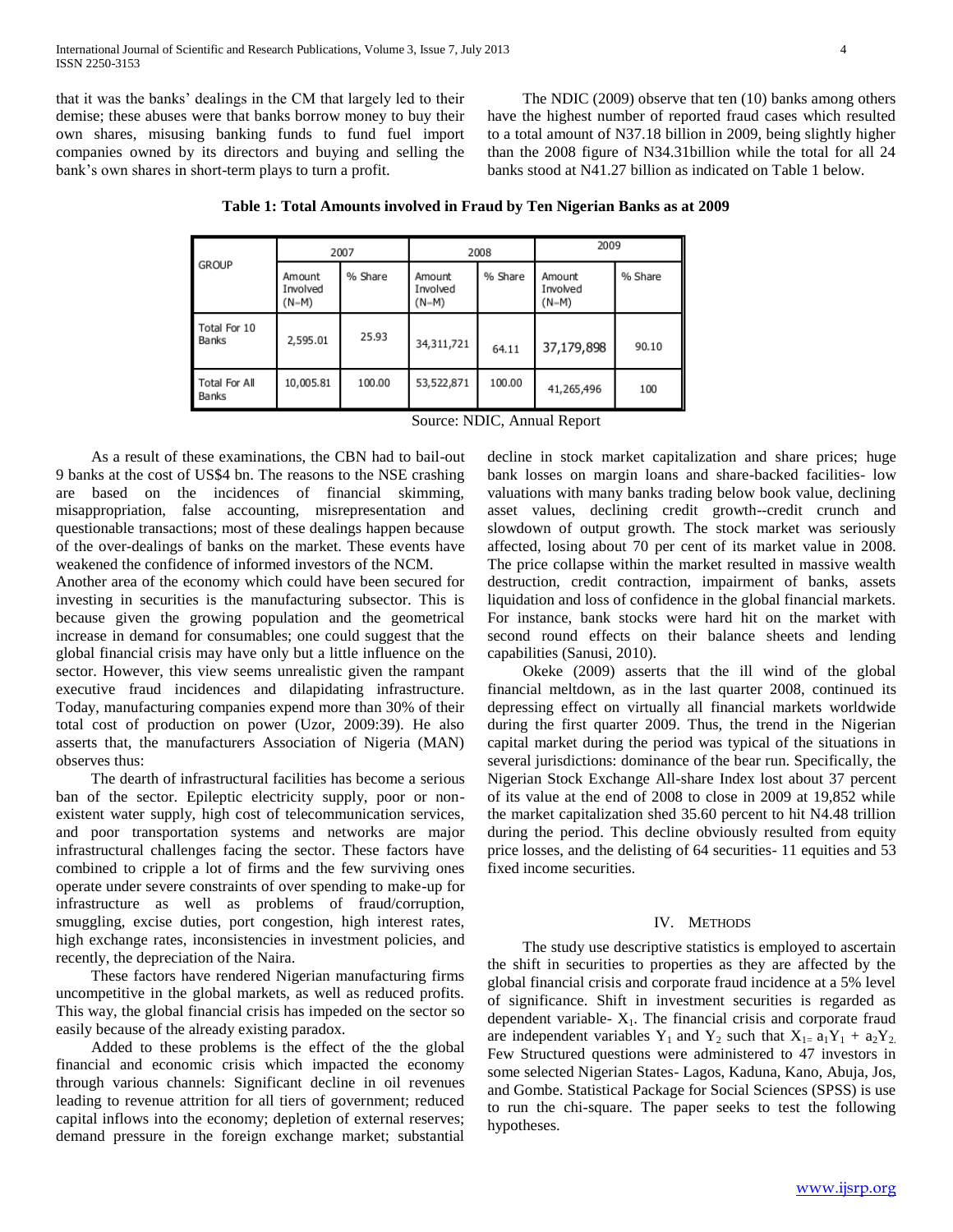that it was the banks' dealings in the CM that largely led to their demise; these abuses were that banks borrow money to buy their own shares, misusing banking funds to fund fuel import companies owned by its directors and buying and selling the bank's own shares in short-term plays to turn a profit.

The NDIC (2009) observe that ten (10) banks among others have the highest number of reported fraud cases which resulted to a total amount of N37.18 billion in 2009, being slightly higher than the 2008 figure of N34.31billion while the total for all 24 banks stood at N41.27 billion as indicated on Table 1 below.

**Table 1: Total Amounts involved in Fraud by Ten Nigerian Banks as at 2009**

| GROUP | 2007 | | 2008 | | 2009 | |
|---|---|---|---|---|---|---|
| | Amount Involved (N–M) | % Share | Amount Involved (N–M) | % Share | Amount Involved (N–M) | % Share |
| Total For 10 Banks | 2,595.01 | 25.93 | 34,311,721 | 64.11 | 37,179,898 | 90.10 |
| Total For All Banks | 10,005.81 | 100.00 | 53,522,871 | 100.00 | 41,265,496 | 100 |

Source: NDIC, Annual Report

As a result of these examinations, the CBN had to bail-out 9 banks at the cost of US$4 bn. The reasons to the NSE crashing are based on the incidences of financial skimming, misappropriation, false accounting, misrepresentation and questionable transactions; most of these dealings happen because of the over-dealings of banks on the market. These events have weakened the confidence of informed investors of the NCM.

Another area of the economy which could have been secured for investing in securities is the manufacturing subsector. This is because given the growing population and the geometrical increase in demand for consumables; one could suggest that the global financial crisis may have only but a little influence on the sector. However, this view seems unrealistic given the rampant executive fraud incidences and dilapidating infrastructure. Today, manufacturing companies expend more than 30% of their total cost of production on power (Uzor, 2009:39). He also asserts that, the manufacturers Association of Nigeria (MAN) observes thus:

The dearth of infrastructural facilities has become a serious ban of the sector. Epileptic electricity supply, poor or non-existent water supply, high cost of telecommunication services, and poor transportation systems and networks are major infrastructural challenges facing the sector. These factors have combined to cripple a lot of firms and the few surviving ones operate under severe constraints of over spending to make-up for infrastructure as well as problems of fraud/corruption, smuggling, excise duties, port congestion, high interest rates, high exchange rates, inconsistencies in investment policies, and recently, the depreciation of the Naira.

These factors have rendered Nigerian manufacturing firms uncompetitive in the global markets, as well as reduced profits. This way, the global financial crisis has impeded on the sector so easily because of the already existing paradox.

Added to these problems is the effect of the the global financial and economic crisis which impacted the economy through various channels: Significant decline in oil revenues leading to revenue attrition for all tiers of government; reduced capital inflows into the economy; depletion of external reserves; demand pressure in the foreign exchange market; substantial decline in stock market capitalization and share prices; huge bank losses on margin loans and share-backed facilities- low valuations with many banks trading below book value, declining asset values, declining credit growth--credit crunch and slowdown of output growth. The stock market was seriously affected, losing about 70 per cent of its market value in 2008. The price collapse within the market resulted in massive wealth destruction, credit contraction, impairment of banks, assets liquidation and loss of confidence in the global financial markets. For instance, bank stocks were hard hit on the market with second round effects on their balance sheets and lending capabilities (Sanusi, 2010).

Okeke (2009) asserts that the ill wind of the global financial meltdown, as in the last quarter 2008, continued its depressing effect on virtually all financial markets worldwide during the first quarter 2009. Thus, the trend in the Nigerian capital market during the period was typical of the situations in several jurisdictions: dominance of the bear run. Specifically, the Nigerian Stock Exchange All-share Index lost about 37 percent of its value at the end of 2008 to close in 2009 at 19,852 while the market capitalization shed 35.60 percent to hit N4.48 trillion during the period. This decline obviously resulted from equity price losses, and the delisting of 64 securities- 11 equities and 53 fixed income securities.

## IV. Methods

The study use descriptive statistics is employed to ascertain the shift in securities to properties as they are affected by the global financial crisis and corporate fraud incidence at a 5% level of significance. Shift in investment securities is regarded as dependent variable- $X_1$. The financial crisis and corporate fraud are independent variables $Y_1$ and $Y_2$ such that $X_1 = a_1Y_1 + a_2Y_2$. Few Structured questions were administered to 47 investors in some selected Nigerian States- Lagos, Kaduna, Kano, Abuja, Jos, and Gombe. Statistical Package for Social Sciences (SPSS) is use to run the chi-square. The paper seeks to test the following hypotheses.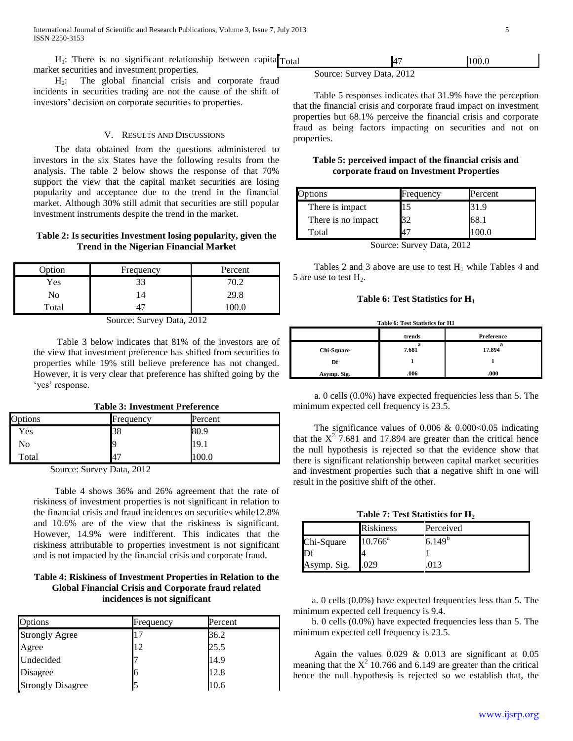$H_1$: There is no significant relationship between capital market securities and investment properties.

$H_2$: The global financial crisis and corporate fraud incidents in securities trading are not the cause of the shift of investors' decision on corporate securities to properties.

## V. Results and Discussions

The data obtained from the questions administered to investors in the six States have the following results from the analysis. The table 2 below shows the response of that 70% support the view that the capital market securities are losing popularity and acceptance due to the trend in the financial market. Although 30% still admit that securities are still popular investment instruments despite the trend in the market.

**Table 2: Is securities Investment losing popularity, given the Trend in the Nigerian Financial Market**

| Option | Frequency | Percent |
|---|---|---|
| Yes | 33 | 70.2 |
| No | 14 | 29.8 |
| Total | 47 | 100.0 |

Source: Survey Data, 2012

Table 3 below indicates that 81% of the investors are of the view that investment preference has shifted from securities to properties while 19% still believe preference has not changed. However, it is very clear that preference has shifted going by the 'yes' response.

**Table 3: Investment Preference**

| Options | Frequency | Percent |
|---|---|---|
| Yes | 38 | 80.9 |
| No | 9 | 19.1 |
| Total | 47 | 100.0 |

Source: Survey Data, 2012

Table 4 shows 36% and 26% agreement that the rate of riskiness of investment properties is not significant in relation to the financial crisis and fraud incidences on securities while12.8% and 10.6% are of the view that the riskiness is significant. However, 14.9% were indifferent. This indicates that the riskiness attributable to properties investment is not significant and is not impacted by the financial crisis and corporate fraud.

**Table 4: Riskiness of Investment Properties in Relation to the Global Financial Crisis and Corporate fraud related incidences is not significant**

| Options | Frequency | Percent |
|---|---|---|
| Strongly Agree | 17 | 36.2 |
| Agree | 12 | 25.5 |
| Undecided | 7 | 14.9 |
| Disagree | 6 | 12.8 |
| Strongly Disagree | 5 | 10.6 |
| Total | 47 | 100.0 |

Source: Survey Data, 2012

Table 5 responses indicates that 31.9% have the perception that the financial crisis and corporate fraud impact on investment properties but 68.1% perceive the financial crisis and corporate fraud as being factors impacting on securities and not on properties.

**Table 5: perceived impact of the financial crisis and corporate fraud on Investment Properties**

| Options | Frequency | Percent |
|---|---|---|
| There is impact | 15 | 31.9 |
| There is no impact | 32 | 68.1 |
| Total | 47 | 100.0 |

Source: Survey Data, 2012

Tables 2 and 3 above are use to test $H_1$ while Tables 4 and 5 are use to test $H_2$.

**Table 6: Test Statistics for $H_1$**

| | trends | Preference |
|---|---|---|
| Chi-Square | 7.681[a] | 17.894[a] |
| Df | 1 | 1 |
| Asymp. Sig. | .006 | .000 |

a. 0 cells (0.0%) have expected frequencies less than 5. The minimum expected cell frequency is 23.5.

The significance values of 0.006 & 0.000<0.05 indicating that the $X^2$ 7.681 and 17.894 are greater than the critical hence the null hypothesis is rejected so that the evidence show that there is significant relationship between capital market securities and investment properties such that a negative shift in one will result in the positive shift of the other.

**Table 7: Test Statistics for $H_2$**

| | Riskiness | Perceived |
|---|---|---|
| Chi-Square | 10.766[a] | 6.149[b] |
| Df | 4 | 1 |
| Asymp. Sig. | .029 | .013 |

a. 0 cells (0.0%) have expected frequencies less than 5. The minimum expected cell frequency is 9.4.

b. 0 cells (0.0%) have expected frequencies less than 5. The minimum expected cell frequency is 23.5.

Again the values 0.029 & 0.013 are significant at 0.05 meaning that the $X^2$ 10.766 and 6.149 are greater than the critical hence the null hypothesis is rejected so we establish that, the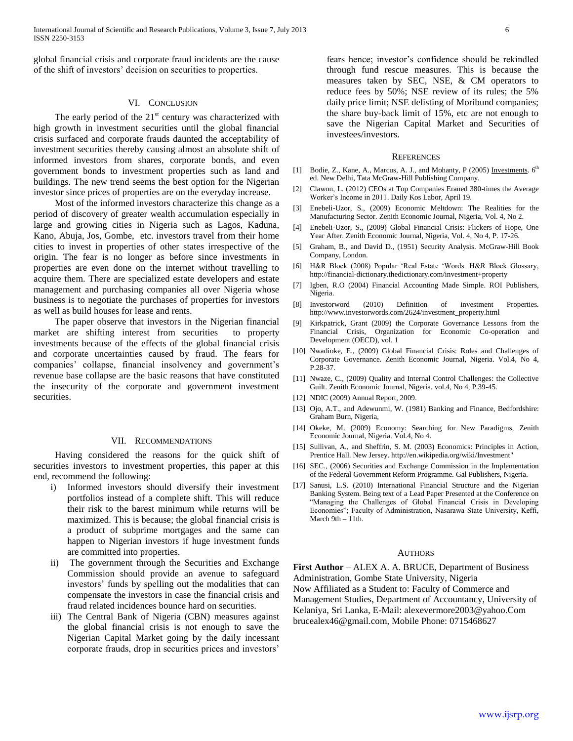global financial crisis and corporate fraud incidents are the cause of the shift of investors' decision on securities to properties.

## VI. Conclusion

The early period of the 21st century was characterized with high growth in investment securities until the global financial crisis surfaced and corporate frauds daunted the acceptability of investment securities thereby causing almost an absolute shift of informed investors from shares, corporate bonds, and even government bonds to investment properties such as land and buildings. The new trend seems the best option for the Nigerian investor since prices of properties are on the everyday increase.

Most of the informed investors characterize this change as a period of discovery of greater wealth accumulation especially in large and growing cities in Nigeria such as Lagos, Kaduna, Kano, Abuja, Jos, Gombe, etc. investors travel from their home cities to invest in properties of other states irrespective of the origin. The fear is no longer as before since investments in properties are even done on the internet without travelling to acquire them. There are specialized estate developers and estate management and purchasing companies all over Nigeria whose business is to negotiate the purchases of properties for investors as well as build houses for lease and rents.

The paper observe that investors in the Nigerian financial market are shifting interest from securities to property investments because of the effects of the global financial crisis and corporate uncertainties caused by fraud. The fears for companies' collapse, financial insolvency and government's revenue base collapse are the basic reasons that have constituted the insecurity of the corporate and government investment securities.

## VII. Recommendations

Having considered the reasons for the quick shift of securities investors to investment properties, this paper at this end, recommend the following:

i) Informed investors should diversify their investment portfolios instead of a complete shift. This will reduce their risk to the barest minimum while returns will be maximized. This is because; the global financial crisis is a product of subprime mortgages and the same can happen to Nigerian investors if huge investment funds are committed into properties.

ii) The government through the Securities and Exchange Commission should provide an avenue to safeguard investors' funds by spelling out the modalities that can compensate the investors in case the financial crisis and fraud related incidences bounce hard on securities.

iii) The Central Bank of Nigeria (CBN) measures against the global financial crisis is not enough to save the Nigerian Capital Market going by the daily incessant corporate frauds, drop in securities prices and investors' fears hence; investor's confidence should be rekindled through fund rescue measures. This is because the measures taken by SEC, NSE, & CM operators to reduce fees by 50%; NSE review of its rules; the 5% daily price limit; NSE delisting of Moribund companies; the share buy-back limit of 15%, etc are not enough to save the Nigerian Capital Market and Securities of investees/investors.

## References

[1] Bodie, Z., Kane, A., Marcus, A. J., and Mohanty, P (2005) Investments. 6th ed. New Delhi, Tata McGraw-Hill Publishing Company.

[2] Clawon, L. (2012) CEOs at Top Companies Eraned 380-times the Average Worker's Income in 2011. Daily Kos Labor, April 19.

[3] Enebeli-Uzor, S., (2009) Economic Meltdown: The Realities for the Manufacturing Sector. Zenith Economic Journal, Nigeria, Vol. 4, No 2.

[4] Enebeli-Uzor, S., (2009) Global Financial Crisis: Flickers of Hope, One Year After. Zenith Economic Journal, Nigeria, Vol. 4, No 4, P. 17-26.

[5] Graham, B., and David D., (1951) Security Analysis. McGraw-Hill Book Company, London.

[6] H&R Block (2008) Popular 'Real Estate 'Words. H&R Block Glossary, http://financial-dictionary.thedictionary.com/investment+property

[7] Igben, R.O (2004) Financial Accounting Made Simple. ROI Publishers, Nigeria.

[8] Investorword (2010) Definition of investment Properties. http://www.investorwords.com/2624/investment_property.html

[9] Kirkpatrick, Grant (2009) the Corporate Governance Lessons from the Financial Crisis, Organization for Economic Co-operation and Development (OECD), vol. 1

[10] Nwadioke, E., (2009) Global Financial Crisis: Roles and Challenges of Corporate Governance. Zenith Economic Journal, Nigeria. Vol.4, No 4, P.28-37.

[11] Nwaze, C., (2009) Quality and Internal Control Challenges: the Collective Guilt. Zenith Economic Journal, Nigeria, vol.4, No 4, P.39-45.

[12] NDIC (2009) Annual Report, 2009.

[13] Ojo, A.T., and Adewunmi, W. (1981) Banking and Finance, Bedfordshire: Graham Burn, Nigeria,

[14] Okeke, M. (2009) Economy: Searching for New Paradigms, Zenith Economic Journal, Nigeria. Vol.4, No 4.

[15] Sullivan, A., and Sheffrin, S. M. (2003) Economics: Principles in Action, Prentice Hall. New Jersey. http://en.wikipedia.org/wiki/Investment"

[16] SEC., (2006) Securities and Exchange Commission in the Implementation of the Federal Government Reform Programme. Gal Publishers, Nigeria.

[17] Sanusi, L.S. (2010) International Financial Structure and the Nigerian Banking System. Being text of a Lead Paper Presented at the Conference on "Managing the Challenges of Global Financial Crisis in Developing Economies"; Faculty of Administration, Nasarawa State University, Keffi, March 9th – 11th.

## Authors

**First Author** – ALEX A. A. BRUCE, Department of Business Administration, Gombe State University, Nigeria
Now Affiliated as a Student to: Faculty of Commerce and Management Studies, Department of Accountancy, University of Kelaniya, Sri Lanka, E-Mail: alexevermore2003@yahoo.Com brucealex46@gmail.com, Mobile Phone: 0715468627